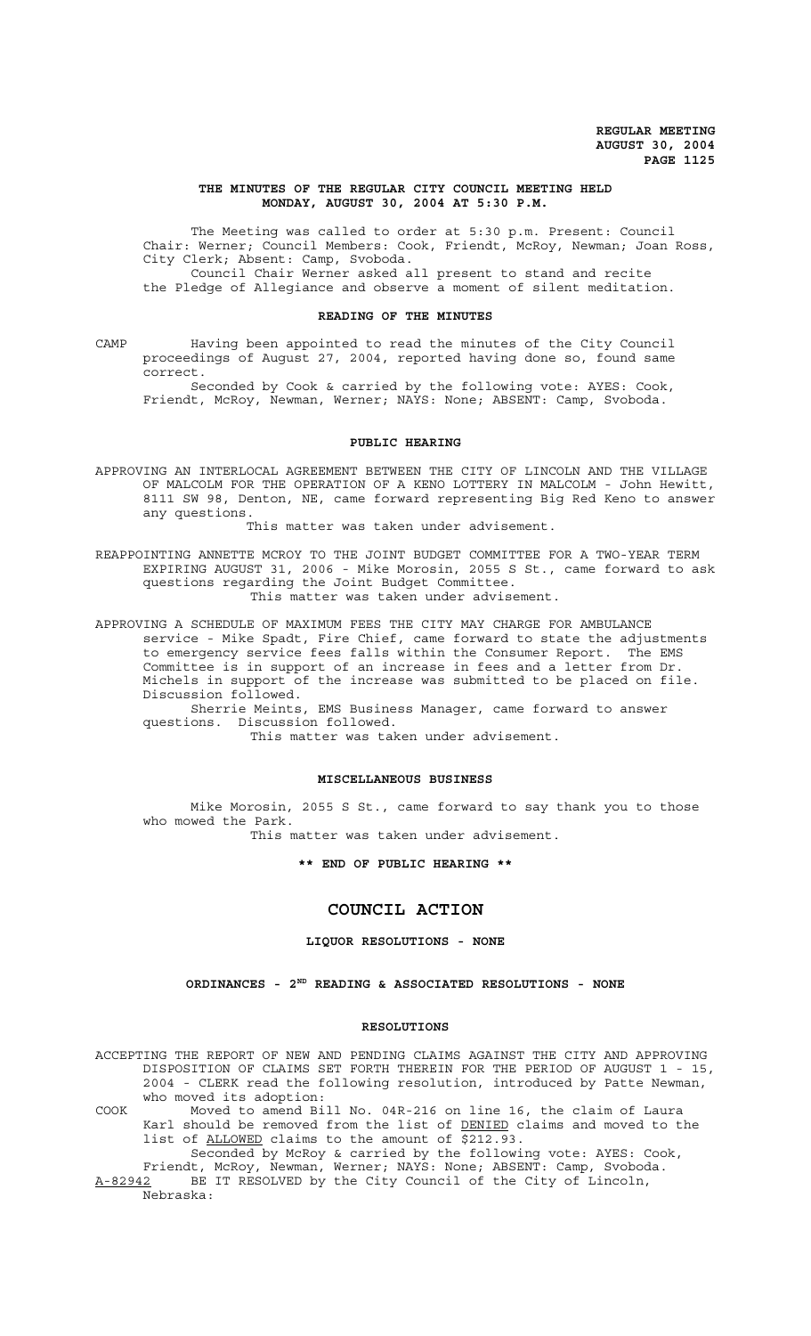**REGULAR MEETING**
**AUGUST 30, 2004**

## THE MINUTES OF THE REGULAR CITY COUNCIL MEETING HELD MONDAY, AUGUST 30, 2004 AT 5:30 P.M.

The Meeting was called to order at 5:30 p.m. Present: Council Chair: Werner; Council Members: Cook, Friendt, McRoy, Newman; Joan Ross, City Clerk; Absent: Camp, Svoboda.

Council Chair Werner asked all present to stand and recite the Pledge of Allegiance and observe a moment of silent meditation.

### READING OF THE MINUTES

CAMP Having been appointed to read the minutes of the City Council proceedings of August 27, 2004, reported having done so, found same correct.

Seconded by Cook & carried by the following vote: AYES: Cook, Friendt, McRoy, Newman, Werner; NAYS: None; ABSENT: Camp, Svoboda.

### PUBLIC HEARING

APPROVING AN INTERLOCAL AGREEMENT BETWEEN THE CITY OF LINCOLN AND THE VILLAGE OF MALCOLM FOR THE OPERATION OF A KENO LOTTERY IN MALCOLM - John Hewitt, 8111 SW 98, Denton, NE, came forward representing Big Red Keno to answer any questions.

This matter was taken under advisement.

REAPPOINTING ANNETTE MCROY TO THE JOINT BUDGET COMMITTEE FOR A TWO-YEAR TERM EXPIRING AUGUST 31, 2006 - Mike Morosin, 2055 S St., came forward to ask questions regarding the Joint Budget Committee.

This matter was taken under advisement.

APPROVING A SCHEDULE OF MAXIMUM FEES THE CITY MAY CHARGE FOR AMBULANCE service - Mike Spadt, Fire Chief, came forward to state the adjustments to emergency service fees falls within the Consumer Report. The EMS Committee is in support of an increase in fees and a letter from Dr. Michels in support of the increase was submitted to be placed on file. Discussion followed.

Sherrie Meints, EMS Business Manager, came forward to answer questions. Discussion followed.

This matter was taken under advisement.

### MISCELLANEOUS BUSINESS

Mike Morosin, 2055 S St., came forward to say thank you to those who mowed the Park.

This matter was taken under advisement.

**\*\* END OF PUBLIC HEARING \*\***

## COUNCIL ACTION

### LIQUOR RESOLUTIONS - NONE

### ORDINANCES - 2ND READING & ASSOCIATED RESOLUTIONS - NONE

### RESOLUTIONS

ACCEPTING THE REPORT OF NEW AND PENDING CLAIMS AGAINST THE CITY AND APPROVING DISPOSITION OF CLAIMS SET FORTH THEREIN FOR THE PERIOD OF AUGUST 1 - 15, 2004 - CLERK read the following resolution, introduced by Patte Newman, who moved its adoption:

COOK Moved to amend Bill No. 04R-216 on line 16, the claim of Laura Karl should be removed from the list of DENIED claims and moved to the list of ALLOWED claims to the amount of $212.93.

Seconded by McRoy & carried by the following vote: AYES: Cook, Friendt, McRoy, Newman, Werner; NAYS: None; ABSENT: Camp, Svoboda.

A-82942 BE IT RESOLVED by the City Council of the City of Lincoln, Nebraska: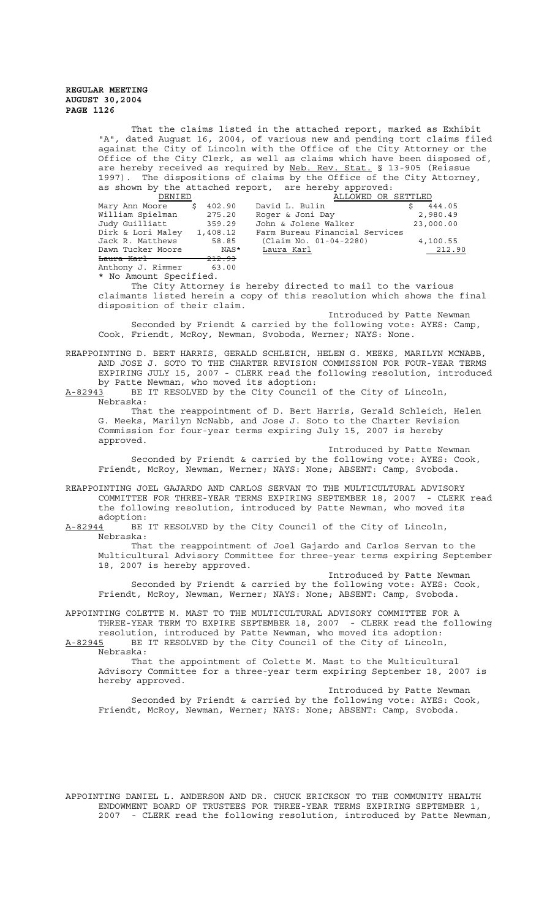That the claims listed in the attached report, marked as Exhibit "A", dated August 16, 2004, of various new and pending tort claims filed against the City of Lincoln with the Office of the City Attorney or the Office of the City Clerk, as well as claims which have been disposed of, are hereby received as required by Neb. Rev. Stat. § 13-905 (Reissue 1997). The dispositions of claims by the Office of the City Attorney, as shown by the attached report, are hereby approved:

| DENIED | | ALLOWED OR SETTLED | |
|---|---|---|---|
| Mary Ann Moore | $ 402.90 | David L. Bulin | $ 444.05 |
| William Spielman | 275.20 | Roger & Joni Day | 2,980.49 |
| Judy Guilliatt | 359.29 | John & Jolene Walker | 23,000.00 |
| Dirk & Lori Maley | 1,408.12 | Farm Bureau Financial Services | |
| Jack R. Matthews | 58.85 | (Claim No. 01-04-2280) | 4,100.55 |
| Dawn Tucker Moore | NAS* | Laura Karl | 212.90 |
| ~~Laura Karl~~ | ~~212.93~~ | | |
| Anthony J. Rimmer | 63.00 | | |

\* No Amount Specified.

The City Attorney is hereby directed to mail to the various claimants listed herein a copy of this resolution which shows the final disposition of their claim.

Introduced by Patte Newman

Seconded by Friendt & carried by the following vote: AYES: Camp, Cook, Friendt, McRoy, Newman, Svoboda, Werner; NAYS: None.

REAPPOINTING D. BERT HARRIS, GERALD SCHLEICH, HELEN G. MEEKS, MARILYN MCNABB, AND JOSE J. SOTO TO THE CHARTER REVISION COMMISSION FOR FOUR-YEAR TERMS EXPIRING JULY 15, 2007 - CLERK read the following resolution, introduced by Patte Newman, who moved its adoption:

A-82943 BE IT RESOLVED by the City Council of the City of Lincoln, Nebraska:

That the reappointment of D. Bert Harris, Gerald Schleich, Helen G. Meeks, Marilyn NcNabb, and Jose J. Soto to the Charter Revision Commission for four-year terms expiring July 15, 2007 is hereby approved.

Introduced by Patte Newman

Seconded by Friendt & carried by the following vote: AYES: Cook, Friendt, McRoy, Newman, Werner; NAYS: None; ABSENT: Camp, Svoboda.

REAPPOINTING JOEL GAJARDO AND CARLOS SERVAN TO THE MULTICULTURAL ADVISORY COMMITTEE FOR THREE-YEAR TERMS EXPIRING SEPTEMBER 18, 2007 - CLERK read the following resolution, introduced by Patte Newman, who moved its adoption:

A-82944 BE IT RESOLVED by the City Council of the City of Lincoln, Nebraska:

That the reappointment of Joel Gajardo and Carlos Servan to the Multicultural Advisory Committee for three-year terms expiring September 18, 2007 is hereby approved.

Introduced by Patte Newman

Seconded by Friendt & carried by the following vote: AYES: Cook, Friendt, McRoy, Newman, Werner; NAYS: None; ABSENT: Camp, Svoboda.

APPOINTING COLETTE M. MAST TO THE MULTICULTURAL ADVISORY COMMITTEE FOR A THREE-YEAR TERM TO EXPIRE SEPTEMBER 18, 2007 - CLERK read the following resolution, introduced by Patte Newman, who moved its adoption:

A-82945 BE IT RESOLVED by the City Council of the City of Lincoln, Nebraska:

That the appointment of Colette M. Mast to the Multicultural Advisory Committee for a three-year term expiring September 18, 2007 is hereby approved.

Introduced by Patte Newman

Seconded by Friendt & carried by the following vote: AYES: Cook, Friendt, McRoy, Newman, Werner; NAYS: None; ABSENT: Camp, Svoboda.

APPOINTING DANIEL L. ANDERSON AND DR. CHUCK ERICKSON TO THE COMMUNITY HEALTH ENDOWMENT BOARD OF TRUSTEES FOR THREE-YEAR TERMS EXPIRING SEPTEMBER 1, 2007 - CLERK read the following resolution, introduced by Patte Newman,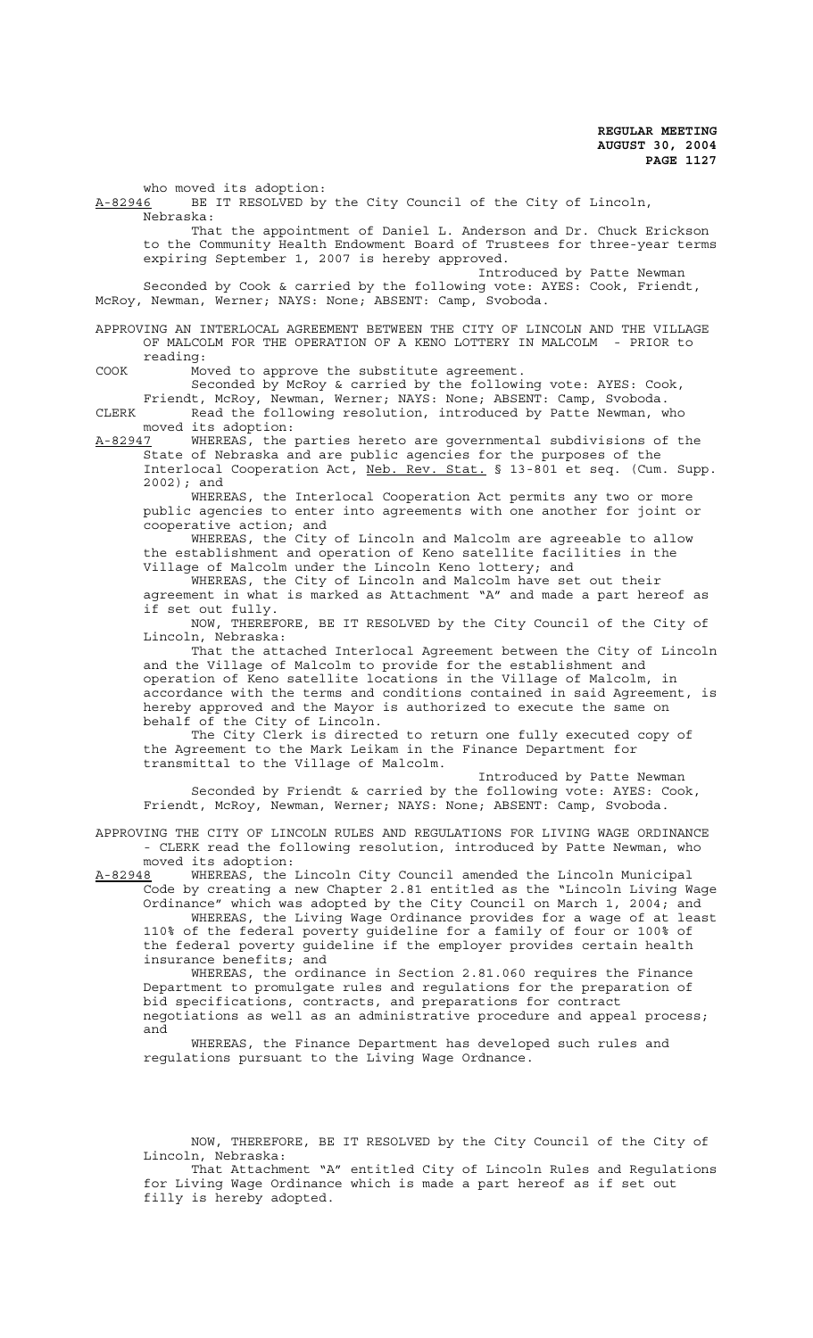who moved its adoption:

A-82946 BE IT RESOLVED by the City Council of the City of Lincoln, Nebraska:

That the appointment of Daniel L. Anderson and Dr. Chuck Erickson to the Community Health Endowment Board of Trustees for three-year terms expiring September 1, 2007 is hereby approved.

Introduced by Patte Newman

Seconded by Cook & carried by the following vote: AYES: Cook, Friendt, McRoy, Newman, Werner; NAYS: None; ABSENT: Camp, Svoboda.

APPROVING AN INTERLOCAL AGREEMENT BETWEEN THE CITY OF LINCOLN AND THE VILLAGE OF MALCOLM FOR THE OPERATION OF A KENO LOTTERY IN MALCOLM - PRIOR to reading:

COOK Moved to approve the substitute agreement.

Seconded by McRoy & carried by the following vote: AYES: Cook, Friendt, McRoy, Newman, Werner; NAYS: None; ABSENT: Camp, Svoboda.

CLERK Read the following resolution, introduced by Patte Newman, who moved its adoption:

A-82947 WHEREAS, the parties hereto are governmental subdivisions of the State of Nebraska and are public agencies for the purposes of the Interlocal Cooperation Act, Neb. Rev. Stat. § 13-801 et seq. (Cum. Supp. 2002); and

WHEREAS, the Interlocal Cooperation Act permits any two or more public agencies to enter into agreements with one another for joint or cooperative action; and

WHEREAS, the City of Lincoln and Malcolm are agreeable to allow the establishment and operation of Keno satellite facilities in the Village of Malcolm under the Lincoln Keno lottery; and

WHEREAS, the City of Lincoln and Malcolm have set out their agreement in what is marked as Attachment "A" and made a part hereof as if set out fully.

NOW, THEREFORE, BE IT RESOLVED by the City Council of the City of Lincoln, Nebraska:

That the attached Interlocal Agreement between the City of Lincoln and the Village of Malcolm to provide for the establishment and operation of Keno satellite locations in the Village of Malcolm, in accordance with the terms and conditions contained in said Agreement, is hereby approved and the Mayor is authorized to execute the same on behalf of the City of Lincoln.

The City Clerk is directed to return one fully executed copy of the Agreement to the Mark Leikam in the Finance Department for transmittal to the Village of Malcolm.

Introduced by Patte Newman

Seconded by Friendt & carried by the following vote: AYES: Cook, Friendt, McRoy, Newman, Werner; NAYS: None; ABSENT: Camp, Svoboda.

APPROVING THE CITY OF LINCOLN RULES AND REGULATIONS FOR LIVING WAGE ORDINANCE - CLERK read the following resolution, introduced by Patte Newman, who moved its adoption:

A-82948 WHEREAS, the Lincoln City Council amended the Lincoln Municipal Code by creating a new Chapter 2.81 entitled as the "Lincoln Living Wage Ordinance" which was adopted by the City Council on March 1, 2004; and

WHEREAS, the Living Wage Ordinance provides for a wage of at least 110% of the federal poverty guideline for a family of four or 100% of the federal poverty guideline if the employer provides certain health insurance benefits; and

WHEREAS, the ordinance in Section 2.81.060 requires the Finance Department to promulgate rules and regulations for the preparation of bid specifications, contracts, and preparations for contract negotiations as well as an administrative procedure and appeal process; and

WHEREAS, the Finance Department has developed such rules and regulations pursuant to the Living Wage Ordnance.

NOW, THEREFORE, BE IT RESOLVED by the City Council of the City of Lincoln, Nebraska:

That Attachment "A" entitled City of Lincoln Rules and Regulations for Living Wage Ordinance which is made a part hereof as if set out filly is hereby adopted.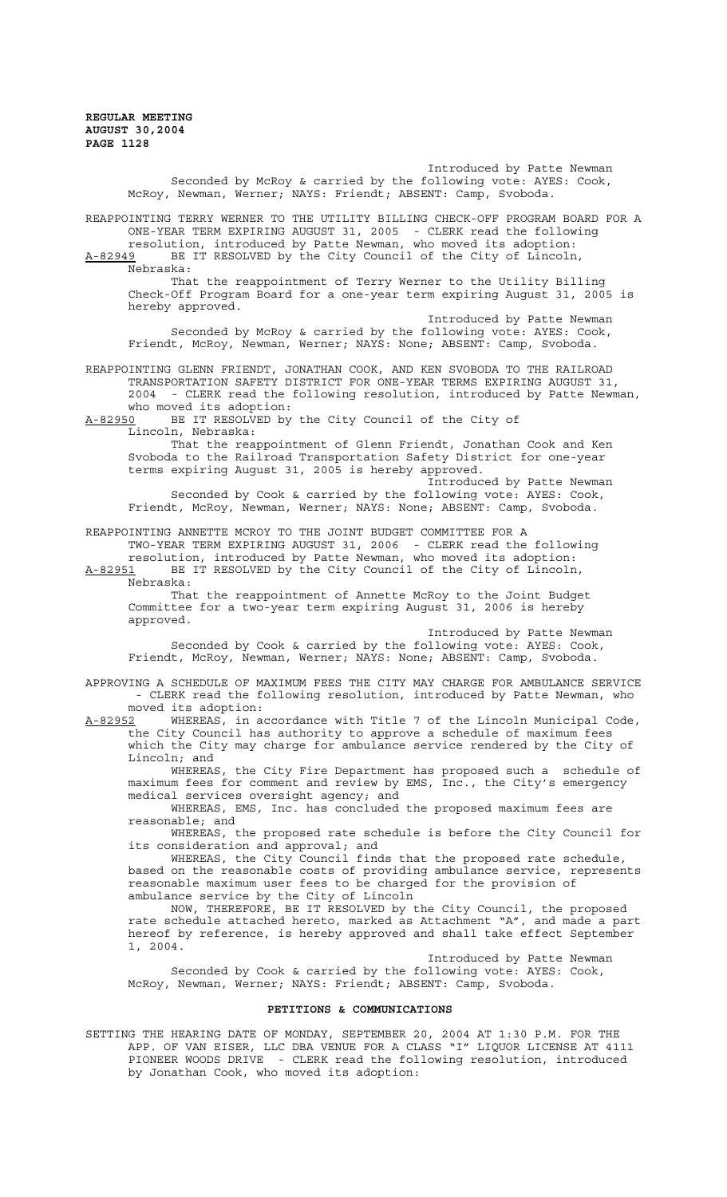Introduced by Patte Newman

Seconded by McRoy & carried by the following vote: AYES: Cook, McRoy, Newman, Werner; NAYS: Friendt; ABSENT: Camp, Svoboda.

REAPPOINTING TERRY WERNER TO THE UTILITY BILLING CHECK-OFF PROGRAM BOARD FOR A ONE-YEAR TERM EXPIRING AUGUST 31, 2005 - CLERK read the following resolution, introduced by Patte Newman, who moved its adoption:

A-82949 BE IT RESOLVED by the City Council of the City of Lincoln, Nebraska:

That the reappointment of Terry Werner to the Utility Billing Check-Off Program Board for a one-year term expiring August 31, 2005 is hereby approved.

Introduced by Patte Newman

Seconded by McRoy & carried by the following vote: AYES: Cook, Friendt, McRoy, Newman, Werner; NAYS: None; ABSENT: Camp, Svoboda.

REAPPOINTING GLENN FRIENDT, JONATHAN COOK, AND KEN SVOBODA TO THE RAILROAD TRANSPORTATION SAFETY DISTRICT FOR ONE-YEAR TERMS EXPIRING AUGUST 31, 2004 - CLERK read the following resolution, introduced by Patte Newman, who moved its adoption:

A-82950 BE IT RESOLVED by the City Council of the City of Lincoln, Nebraska:

That the reappointment of Glenn Friendt, Jonathan Cook and Ken Svoboda to the Railroad Transportation Safety District for one-year terms expiring August 31, 2005 is hereby approved.

Introduced by Patte Newman

Seconded by Cook & carried by the following vote: AYES: Cook, Friendt, McRoy, Newman, Werner; NAYS: None; ABSENT: Camp, Svoboda.

REAPPOINTING ANNETTE MCROY TO THE JOINT BUDGET COMMITTEE FOR A TWO-YEAR TERM EXPIRING AUGUST 31, 2006 - CLERK read the following resolution, introduced by Patte Newman, who moved its adoption:

A-82951 BE IT RESOLVED by the City Council of the City of Lincoln, Nebraska:

That the reappointment of Annette McRoy to the Joint Budget Committee for a two-year term expiring August 31, 2006 is hereby approved.

Introduced by Patte Newman

Seconded by Cook & carried by the following vote: AYES: Cook, Friendt, McRoy, Newman, Werner; NAYS: None; ABSENT: Camp, Svoboda.

APPROVING A SCHEDULE OF MAXIMUM FEES THE CITY MAY CHARGE FOR AMBULANCE SERVICE - CLERK read the following resolution, introduced by Patte Newman, who moved its adoption:

A-82952 WHEREAS, in accordance with Title 7 of the Lincoln Municipal Code, the City Council has authority to approve a schedule of maximum fees which the City may charge for ambulance service rendered by the City of Lincoln; and

WHEREAS, the City Fire Department has proposed such a schedule of maximum fees for comment and review by EMS, Inc., the City's emergency medical services oversight agency; and

WHEREAS, EMS, Inc. has concluded the proposed maximum fees are reasonable; and

WHEREAS, the proposed rate schedule is before the City Council for its consideration and approval; and

WHEREAS, the City Council finds that the proposed rate schedule, based on the reasonable costs of providing ambulance service, represents reasonable maximum user fees to be charged for the provision of ambulance service by the City of Lincoln

NOW, THEREFORE, BE IT RESOLVED by the City Council, the proposed rate schedule attached hereto, marked as Attachment "A", and made a part hereof by reference, is hereby approved and shall take effect September 1, 2004.

Introduced by Patte Newman

Seconded by Cook & carried by the following vote: AYES: Cook, McRoy, Newman, Werner; NAYS: Friendt; ABSENT: Camp, Svoboda.

## PETITIONS & COMMUNICATIONS

SETTING THE HEARING DATE OF MONDAY, SEPTEMBER 20, 2004 AT 1:30 P.M. FOR THE APP. OF VAN EISER, LLC DBA VENUE FOR A CLASS "I" LIQUOR LICENSE AT 4111 PIONEER WOODS DRIVE - CLERK read the following resolution, introduced by Jonathan Cook, who moved its adoption: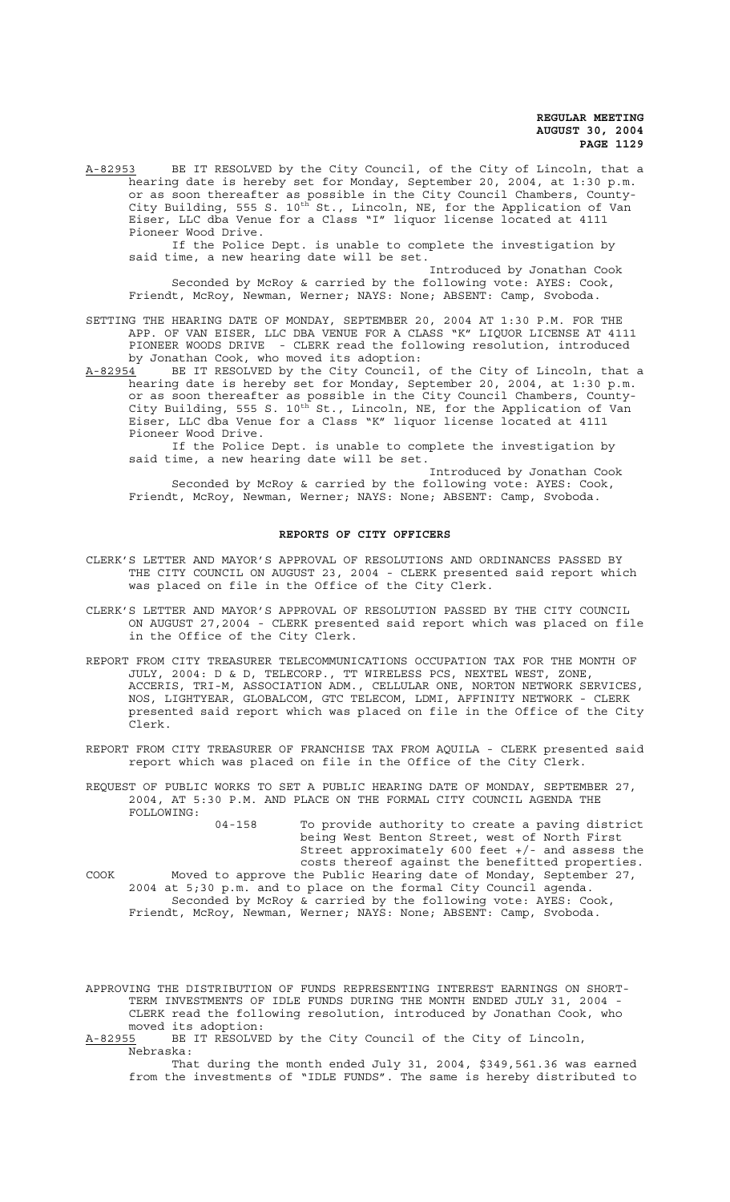A-82953 BE IT RESOLVED by the City Council, of the City of Lincoln, that a hearing date is hereby set for Monday, September 20, 2004, at 1:30 p.m. or as soon thereafter as possible in the City Council Chambers, County-City Building, 555 S. 10th St., Lincoln, NE, for the Application of Van Eiser, LLC dba Venue for a Class "I" liquor license located at 4111 Pioneer Wood Drive.

If the Police Dept. is unable to complete the investigation by said time, a new hearing date will be set.

Introduced by Jonathan Cook

Seconded by McRoy & carried by the following vote: AYES: Cook, Friendt, McRoy, Newman, Werner; NAYS: None; ABSENT: Camp, Svoboda.

SETTING THE HEARING DATE OF MONDAY, SEPTEMBER 20, 2004 AT 1:30 P.M. FOR THE APP. OF VAN EISER, LLC DBA VENUE FOR A CLASS "K" LIQUOR LICENSE AT 4111 PIONEER WOODS DRIVE - CLERK read the following resolution, introduced by Jonathan Cook, who moved its adoption:

A-82954 BE IT RESOLVED by the City Council, of the City of Lincoln, that a hearing date is hereby set for Monday, September 20, 2004, at 1:30 p.m. or as soon thereafter as possible in the City Council Chambers, County-City Building, 555 S. 10th St., Lincoln, NE, for the Application of Van Eiser, LLC dba Venue for a Class "K" liquor license located at 4111 Pioneer Wood Drive.

If the Police Dept. is unable to complete the investigation by said time, a new hearing date will be set.

Introduced by Jonathan Cook

Seconded by McRoy & carried by the following vote: AYES: Cook, Friendt, McRoy, Newman, Werner; NAYS: None; ABSENT: Camp, Svoboda.

## REPORTS OF CITY OFFICERS

CLERK'S LETTER AND MAYOR'S APPROVAL OF RESOLUTIONS AND ORDINANCES PASSED BY THE CITY COUNCIL ON AUGUST 23, 2004 - CLERK presented said report which was placed on file in the Office of the City Clerk.

CLERK'S LETTER AND MAYOR'S APPROVAL OF RESOLUTION PASSED BY THE CITY COUNCIL ON AUGUST 27,2004 - CLERK presented said report which was placed on file in the Office of the City Clerk.

REPORT FROM CITY TREASURER TELECOMMUNICATIONS OCCUPATION TAX FOR THE MONTH OF JULY, 2004: D & D, TELECORP., TT WIRELESS PCS, NEXTEL WEST, ZONE, ACCERIS, TRI-M, ASSOCIATION ADM., CELLULAR ONE, NORTON NETWORK SERVICES, NOS, LIGHTYEAR, GLOBALCOM, GTC TELECOM, LDMI, AFFINITY NETWORK - CLERK presented said report which was placed on file in the Office of the City Clerk.

REPORT FROM CITY TREASURER OF FRANCHISE TAX FROM AQUILA - CLERK presented said report which was placed on file in the Office of the City Clerk.

REQUEST OF PUBLIC WORKS TO SET A PUBLIC HEARING DATE OF MONDAY, SEPTEMBER 27, 2004, AT 5:30 P.M. AND PLACE ON THE FORMAL CITY COUNCIL AGENDA THE FOLLOWING:

04-158 To provide authority to create a paving district being West Benton Street, west of North First Street approximately 600 feet +/- and assess the costs thereof against the benefitted properties.

COOK Moved to approve the Public Hearing date of Monday, September 27, 2004 at 5;30 p.m. and to place on the formal City Council agenda.

Seconded by McRoy & carried by the following vote: AYES: Cook, Friendt, McRoy, Newman, Werner; NAYS: None; ABSENT: Camp, Svoboda.

APPROVING THE DISTRIBUTION OF FUNDS REPRESENTING INTEREST EARNINGS ON SHORT-TERM INVESTMENTS OF IDLE FUNDS DURING THE MONTH ENDED JULY 31, 2004 - CLERK read the following resolution, introduced by Jonathan Cook, who moved its adoption:

A-82955 BE IT RESOLVED by the City Council of the City of Lincoln, Nebraska:

That during the month ended July 31, 2004, $349,561.36 was earned from the investments of "IDLE FUNDS". The same is hereby distributed to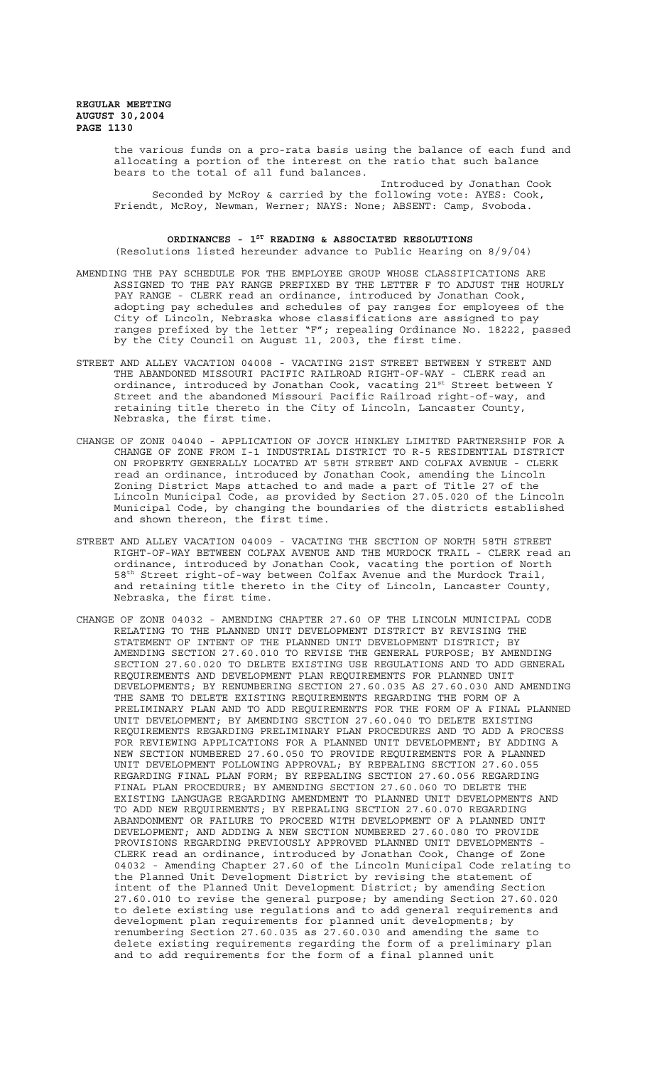the various funds on a pro-rata basis using the balance of each fund and allocating a portion of the interest on the ratio that such balance bears to the total of all fund balances.

Introduced by Jonathan Cook

Seconded by McRoy & carried by the following vote: AYES: Cook, Friendt, McRoy, Newman, Werner; NAYS: None; ABSENT: Camp, Svoboda.

## ORDINANCES - 1ST READING & ASSOCIATED RESOLUTIONS

(Resolutions listed hereunder advance to Public Hearing on 8/9/04)

AMENDING THE PAY SCHEDULE FOR THE EMPLOYEE GROUP WHOSE CLASSIFICATIONS ARE ASSIGNED TO THE PAY RANGE PREFIXED BY THE LETTER F TO ADJUST THE HOURLY PAY RANGE - CLERK read an ordinance, introduced by Jonathan Cook, adopting pay schedules and schedules of pay ranges for employees of the City of Lincoln, Nebraska whose classifications are assigned to pay ranges prefixed by the letter "F"; repealing Ordinance No. 18222, passed by the City Council on August 11, 2003, the first time.

STREET AND ALLEY VACATION 04008 - VACATING 21ST STREET BETWEEN Y STREET AND THE ABANDONED MISSOURI PACIFIC RAILROAD RIGHT-OF-WAY - CLERK read an ordinance, introduced by Jonathan Cook, vacating 21st Street between Y Street and the abandoned Missouri Pacific Railroad right-of-way, and retaining title thereto in the City of Lincoln, Lancaster County, Nebraska, the first time.

CHANGE OF ZONE 04040 - APPLICATION OF JOYCE HINKLEY LIMITED PARTNERSHIP FOR A CHANGE OF ZONE FROM I-1 INDUSTRIAL DISTRICT TO R-5 RESIDENTIAL DISTRICT ON PROPERTY GENERALLY LOCATED AT 58TH STREET AND COLFAX AVENUE - CLERK read an ordinance, introduced by Jonathan Cook, amending the Lincoln Zoning District Maps attached to and made a part of Title 27 of the Lincoln Municipal Code, as provided by Section 27.05.020 of the Lincoln Municipal Code, by changing the boundaries of the districts established and shown thereon, the first time.

STREET AND ALLEY VACATION 04009 - VACATING THE SECTION OF NORTH 58TH STREET RIGHT-OF-WAY BETWEEN COLFAX AVENUE AND THE MURDOCK TRAIL - CLERK read an ordinance, introduced by Jonathan Cook, vacating the portion of North 58th Street right-of-way between Colfax Avenue and the Murdock Trail, and retaining title thereto in the City of Lincoln, Lancaster County, Nebraska, the first time.

CHANGE OF ZONE 04032 - AMENDING CHAPTER 27.60 OF THE LINCOLN MUNICIPAL CODE RELATING TO THE PLANNED UNIT DEVELOPMENT DISTRICT BY REVISING THE STATEMENT OF INTENT OF THE PLANNED UNIT DEVELOPMENT DISTRICT; BY AMENDING SECTION 27.60.010 TO REVISE THE GENERAL PURPOSE; BY AMENDING SECTION 27.60.020 TO DELETE EXISTING USE REGULATIONS AND TO ADD GENERAL REQUIREMENTS AND DEVELOPMENT PLAN REQUIREMENTS FOR PLANNED UNIT DEVELOPMENTS; BY RENUMBERING SECTION 27.60.035 AS 27.60.030 AND AMENDING THE SAME TO DELETE EXISTING REQUIREMENTS REGARDING THE FORM OF A PRELIMINARY PLAN AND TO ADD REQUIREMENTS FOR THE FORM OF A FINAL PLANNED UNIT DEVELOPMENT; BY AMENDING SECTION 27.60.040 TO DELETE EXISTING REQUIREMENTS REGARDING PRELIMINARY PLAN PROCEDURES AND TO ADD A PROCESS FOR REVIEWING APPLICATIONS FOR A PLANNED UNIT DEVELOPMENT; BY ADDING A NEW SECTION NUMBERED 27.60.050 TO PROVIDE REQUIREMENTS FOR A PLANNED UNIT DEVELOPMENT FOLLOWING APPROVAL; BY REPEALING SECTION 27.60.055 REGARDING FINAL PLAN FORM; BY REPEALING SECTION 27.60.056 REGARDING FINAL PLAN PROCEDURE; BY AMENDING SECTION 27.60.060 TO DELETE THE EXISTING LANGUAGE REGARDING AMENDMENT TO PLANNED UNIT DEVELOPMENTS AND TO ADD NEW REQUIREMENTS; BY REPEALING SECTION 27.60.070 REGARDING ABANDONMENT OR FAILURE TO PROCEED WITH DEVELOPMENT OF A PLANNED UNIT DEVELOPMENT; AND ADDING A NEW SECTION NUMBERED 27.60.080 TO PROVIDE PROVISIONS REGARDING PREVIOUSLY APPROVED PLANNED UNIT DEVELOPMENTS - CLERK read an ordinance, introduced by Jonathan Cook, Change of Zone 04032 - Amending Chapter 27.60 of the Lincoln Municipal Code relating to the Planned Unit Development District by revising the statement of intent of the Planned Unit Development District; by amending Section 27.60.010 to revise the general purpose; by amending Section 27.60.020 to delete existing use regulations and to add general requirements and development plan requirements for planned unit developments; by renumbering Section 27.60.035 as 27.60.030 and amending the same to delete existing requirements regarding the form of a preliminary plan and to add requirements for the form of a final planned unit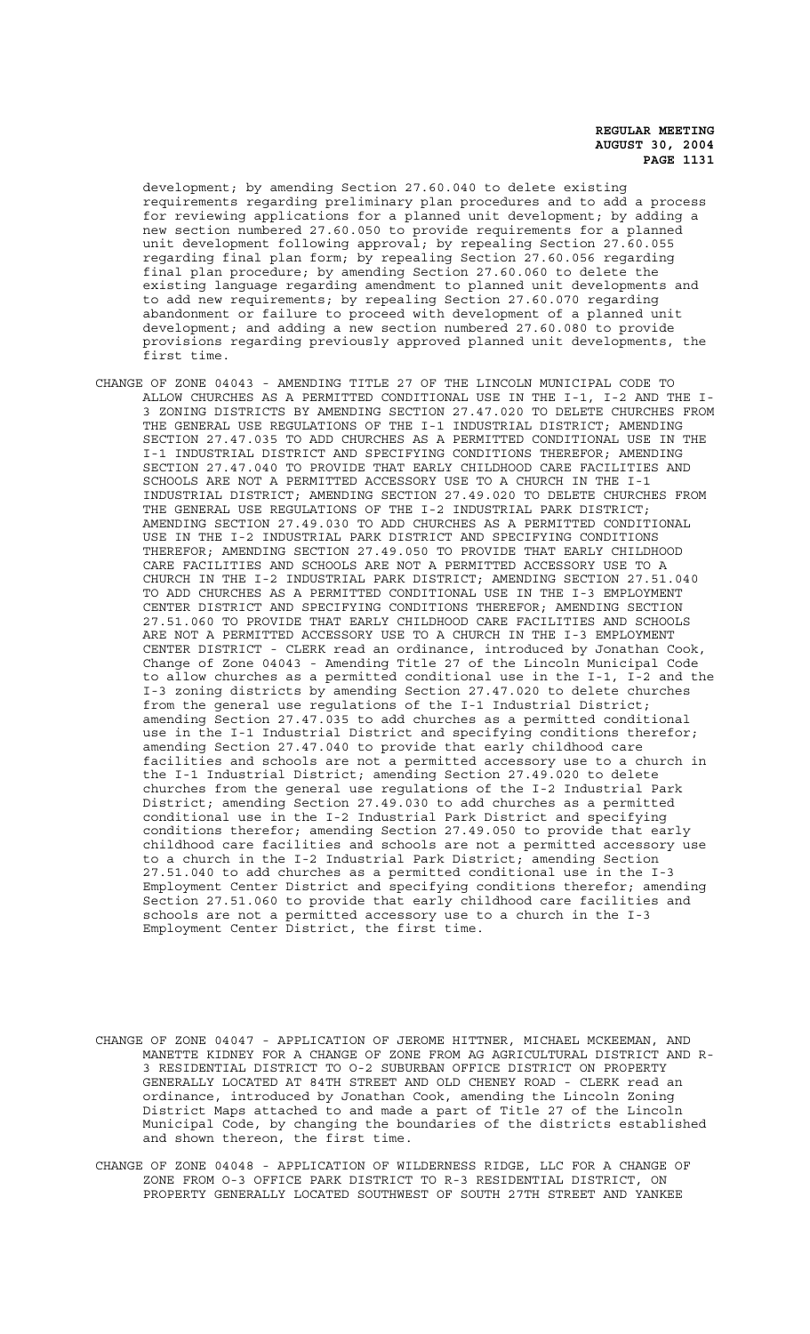development; by amending Section 27.60.040 to delete existing requirements regarding preliminary plan procedures and to add a process for reviewing applications for a planned unit development; by adding a new section numbered 27.60.050 to provide requirements for a planned unit development following approval; by repealing Section 27.60.055 regarding final plan form; by repealing Section 27.60.056 regarding final plan procedure; by amending Section 27.60.060 to delete the existing language regarding amendment to planned unit developments and to add new requirements; by repealing Section 27.60.070 regarding abandonment or failure to proceed with development of a planned unit development; and adding a new section numbered 27.60.080 to provide provisions regarding previously approved planned unit developments, the first time.

CHANGE OF ZONE 04043 - AMENDING TITLE 27 OF THE LINCOLN MUNICIPAL CODE TO ALLOW CHURCHES AS A PERMITTED CONDITIONAL USE IN THE I-1, I-2 AND THE I-3 ZONING DISTRICTS BY AMENDING SECTION 27.47.020 TO DELETE CHURCHES FROM THE GENERAL USE REGULATIONS OF THE I-1 INDUSTRIAL DISTRICT; AMENDING SECTION 27.47.035 TO ADD CHURCHES AS A PERMITTED CONDITIONAL USE IN THE I-1 INDUSTRIAL DISTRICT AND SPECIFYING CONDITIONS THEREFOR; AMENDING SECTION 27.47.040 TO PROVIDE THAT EARLY CHILDHOOD CARE FACILITIES AND SCHOOLS ARE NOT A PERMITTED ACCESSORY USE TO A CHURCH IN THE I-1 INDUSTRIAL DISTRICT; AMENDING SECTION 27.49.020 TO DELETE CHURCHES FROM THE GENERAL USE REGULATIONS OF THE I-2 INDUSTRIAL PARK DISTRICT; AMENDING SECTION 27.49.030 TO ADD CHURCHES AS A PERMITTED CONDITIONAL USE IN THE I-2 INDUSTRIAL PARK DISTRICT AND SPECIFYING CONDITIONS THEREFOR; AMENDING SECTION 27.49.050 TO PROVIDE THAT EARLY CHILDHOOD CARE FACILITIES AND SCHOOLS ARE NOT A PERMITTED ACCESSORY USE TO A CHURCH IN THE I-2 INDUSTRIAL PARK DISTRICT; AMENDING SECTION 27.51.040 TO ADD CHURCHES AS A PERMITTED CONDITIONAL USE IN THE I-3 EMPLOYMENT CENTER DISTRICT AND SPECIFYING CONDITIONS THEREFOR; AMENDING SECTION 27.51.060 TO PROVIDE THAT EARLY CHILDHOOD CARE FACILITIES AND SCHOOLS ARE NOT A PERMITTED ACCESSORY USE TO A CHURCH IN THE I-3 EMPLOYMENT CENTER DISTRICT - CLERK read an ordinance, introduced by Jonathan Cook, Change of Zone 04043 - Amending Title 27 of the Lincoln Municipal Code to allow churches as a permitted conditional use in the I-1, I-2 and the I-3 zoning districts by amending Section 27.47.020 to delete churches from the general use regulations of the I-1 Industrial District; amending Section 27.47.035 to add churches as a permitted conditional use in the I-1 Industrial District and specifying conditions therefor; amending Section 27.47.040 to provide that early childhood care facilities and schools are not a permitted accessory use to a church in the I-1 Industrial District; amending Section 27.49.020 to delete churches from the general use regulations of the I-2 Industrial Park District; amending Section 27.49.030 to add churches as a permitted conditional use in the I-2 Industrial Park District and specifying conditions therefor; amending Section 27.49.050 to provide that early childhood care facilities and schools are not a permitted accessory use to a church in the I-2 Industrial Park District; amending Section 27.51.040 to add churches as a permitted conditional use in the I-3 Employment Center District and specifying conditions therefor; amending Section 27.51.060 to provide that early childhood care facilities and schools are not a permitted accessory use to a church in the I-3 Employment Center District, the first time.

CHANGE OF ZONE 04047 - APPLICATION OF JEROME HITTNER, MICHAEL MCKEEMAN, AND MANETTE KIDNEY FOR A CHANGE OF ZONE FROM AG AGRICULTURAL DISTRICT AND R-3 RESIDENTIAL DISTRICT TO O-2 SUBURBAN OFFICE DISTRICT ON PROPERTY GENERALLY LOCATED AT 84TH STREET AND OLD CHENEY ROAD - CLERK read an ordinance, introduced by Jonathan Cook, amending the Lincoln Zoning District Maps attached to and made a part of Title 27 of the Lincoln Municipal Code, by changing the boundaries of the districts established and shown thereon, the first time.

CHANGE OF ZONE 04048 - APPLICATION OF WILDERNESS RIDGE, LLC FOR A CHANGE OF ZONE FROM O-3 OFFICE PARK DISTRICT TO R-3 RESIDENTIAL DISTRICT, ON PROPERTY GENERALLY LOCATED SOUTHWEST OF SOUTH 27TH STREET AND YANKEE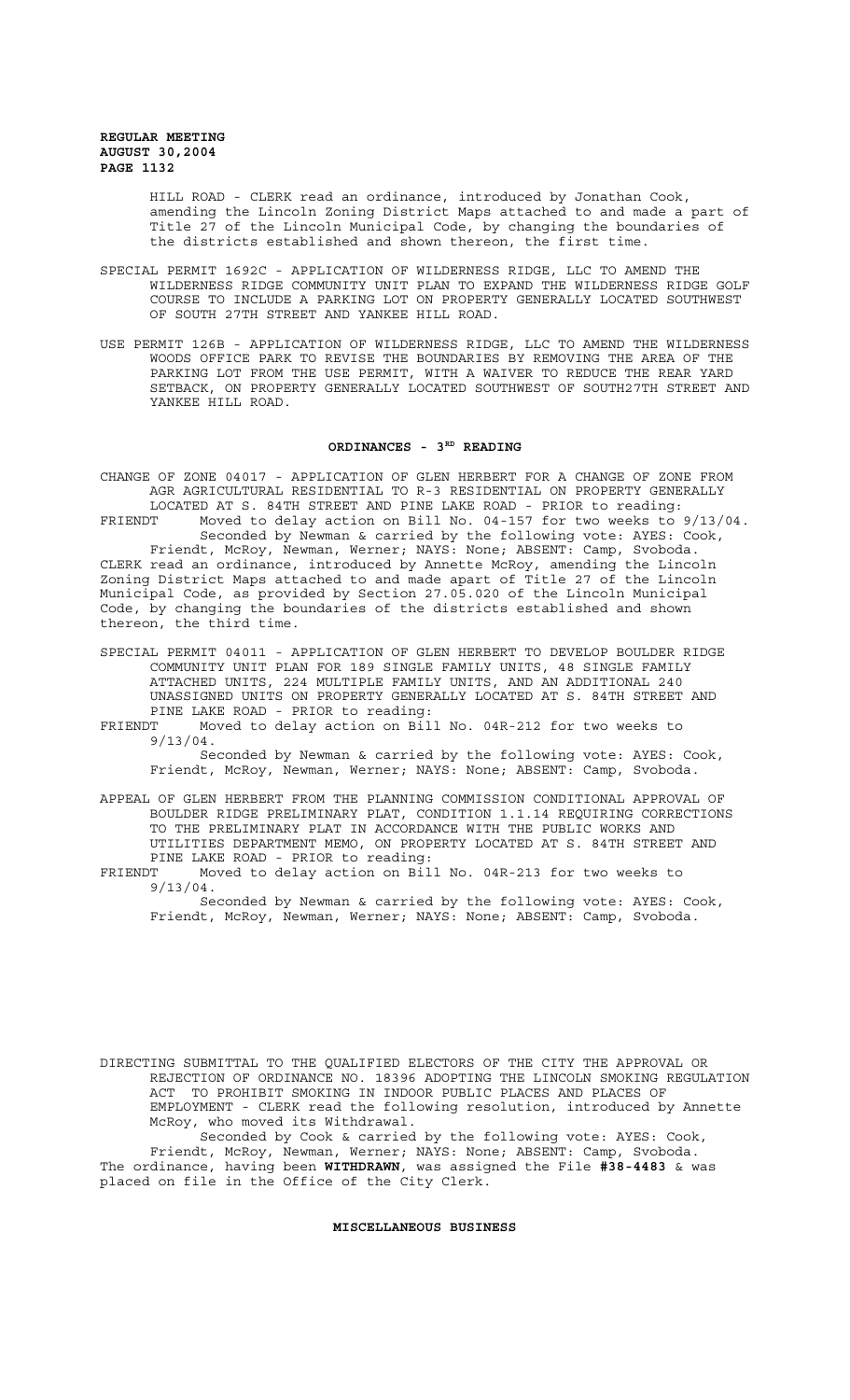HILL ROAD - CLERK read an ordinance, introduced by Jonathan Cook, amending the Lincoln Zoning District Maps attached to and made a part of Title 27 of the Lincoln Municipal Code, by changing the boundaries of the districts established and shown thereon, the first time.

SPECIAL PERMIT 1692C - APPLICATION OF WILDERNESS RIDGE, LLC TO AMEND THE WILDERNESS RIDGE COMMUNITY UNIT PLAN TO EXPAND THE WILDERNESS RIDGE GOLF COURSE TO INCLUDE A PARKING LOT ON PROPERTY GENERALLY LOCATED SOUTHWEST OF SOUTH 27TH STREET AND YANKEE HILL ROAD.

USE PERMIT 126B - APPLICATION OF WILDERNESS RIDGE, LLC TO AMEND THE WILDERNESS WOODS OFFICE PARK TO REVISE THE BOUNDARIES BY REMOVING THE AREA OF THE PARKING LOT FROM THE USE PERMIT, WITH A WAIVER TO REDUCE THE REAR YARD SETBACK, ON PROPERTY GENERALLY LOCATED SOUTHWEST OF SOUTH27TH STREET AND YANKEE HILL ROAD.

## ORDINANCES - 3RD READING

CHANGE OF ZONE 04017 - APPLICATION OF GLEN HERBERT FOR A CHANGE OF ZONE FROM AGR AGRICULTURAL RESIDENTIAL TO R-3 RESIDENTIAL ON PROPERTY GENERALLY LOCATED AT S. 84TH STREET AND PINE LAKE ROAD - PRIOR to reading:

FRIENDT Moved to delay action on Bill No. 04-157 for two weeks to 9/13/04.

Seconded by Newman & carried by the following vote: AYES: Cook, Friendt, McRoy, Newman, Werner; NAYS: None; ABSENT: Camp, Svoboda.

CLERK read an ordinance, introduced by Annette McRoy, amending the Lincoln Zoning District Maps attached to and made apart of Title 27 of the Lincoln Municipal Code, as provided by Section 27.05.020 of the Lincoln Municipal Code, by changing the boundaries of the districts established and shown thereon, the third time.

SPECIAL PERMIT 04011 - APPLICATION OF GLEN HERBERT TO DEVELOP BOULDER RIDGE COMMUNITY UNIT PLAN FOR 189 SINGLE FAMILY UNITS, 48 SINGLE FAMILY ATTACHED UNITS, 224 MULTIPLE FAMILY UNITS, AND AN ADDITIONAL 240 UNASSIGNED UNITS ON PROPERTY GENERALLY LOCATED AT S. 84TH STREET AND PINE LAKE ROAD - PRIOR to reading:

FRIENDT Moved to delay action on Bill No. 04R-212 for two weeks to 9/13/04.

Seconded by Newman & carried by the following vote: AYES: Cook, Friendt, McRoy, Newman, Werner; NAYS: None; ABSENT: Camp, Svoboda.

APPEAL OF GLEN HERBERT FROM THE PLANNING COMMISSION CONDITIONAL APPROVAL OF BOULDER RIDGE PRELIMINARY PLAT, CONDITION 1.1.14 REQUIRING CORRECTIONS TO THE PRELIMINARY PLAT IN ACCORDANCE WITH THE PUBLIC WORKS AND UTILITIES DEPARTMENT MEMO, ON PROPERTY LOCATED AT S. 84TH STREET AND PINE LAKE ROAD - PRIOR to reading:

FRIENDT Moved to delay action on Bill No. 04R-213 for two weeks to 9/13/04.

Seconded by Newman & carried by the following vote: AYES: Cook, Friendt, McRoy, Newman, Werner; NAYS: None; ABSENT: Camp, Svoboda.

DIRECTING SUBMITTAL TO THE QUALIFIED ELECTORS OF THE CITY THE APPROVAL OR REJECTION OF ORDINANCE NO. 18396 ADOPTING THE LINCOLN SMOKING REGULATION ACT TO PROHIBIT SMOKING IN INDOOR PUBLIC PLACES AND PLACES OF EMPLOYMENT - CLERK read the following resolution, introduced by Annette McRoy, who moved its Withdrawal.

Seconded by Cook & carried by the following vote: AYES: Cook, Friendt, McRoy, Newman, Werner; NAYS: None; ABSENT: Camp, Svoboda.

The ordinance, having been **WITHDRAWN**, was assigned the File **#38-4483** & was placed on file in the Office of the City Clerk.

## MISCELLANEOUS BUSINESS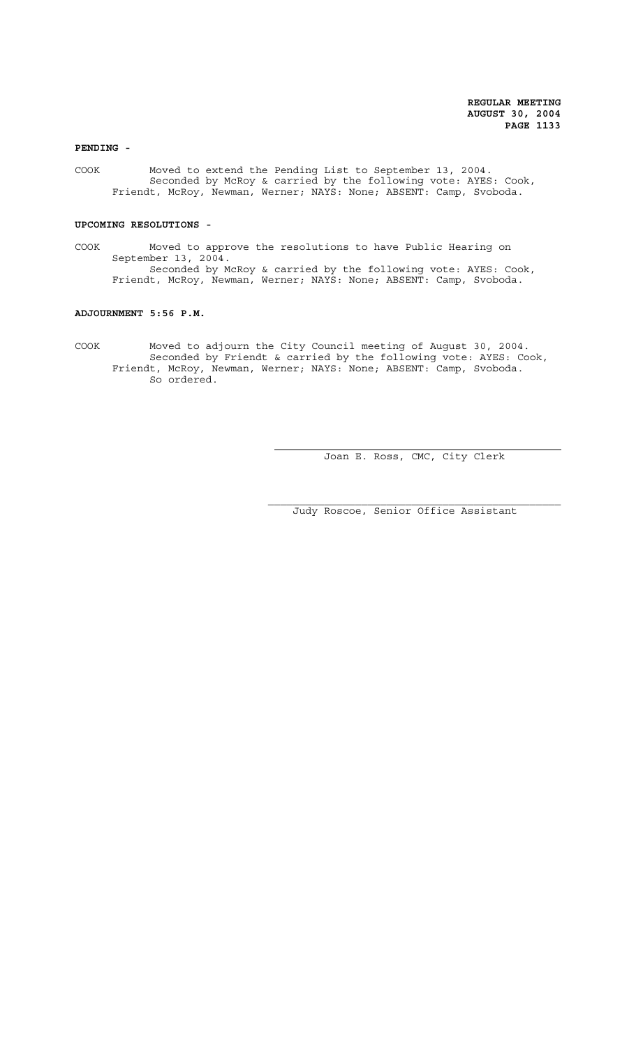**PENDING -**

COOK Moved to extend the Pending List to September 13, 2004.
Seconded by McRoy & carried by the following vote: AYES: Cook, Friendt, McRoy, Newman, Werner; NAYS: None; ABSENT: Camp, Svoboda.

**UPCOMING RESOLUTIONS -**

COOK Moved to approve the resolutions to have Public Hearing on September 13, 2004.
Seconded by McRoy & carried by the following vote: AYES: Cook, Friendt, McRoy, Newman, Werner; NAYS: None; ABSENT: Camp, Svoboda.

**ADJOURNMENT 5:56 P.M.**

COOK Moved to adjourn the City Council meeting of August 30, 2004.
Seconded by Friendt & carried by the following vote: AYES: Cook, Friendt, McRoy, Newman, Werner; NAYS: None; ABSENT: Camp, Svoboda.
So ordered.

Joan E. Ross, CMC, City Clerk

Judy Roscoe, Senior Office Assistant